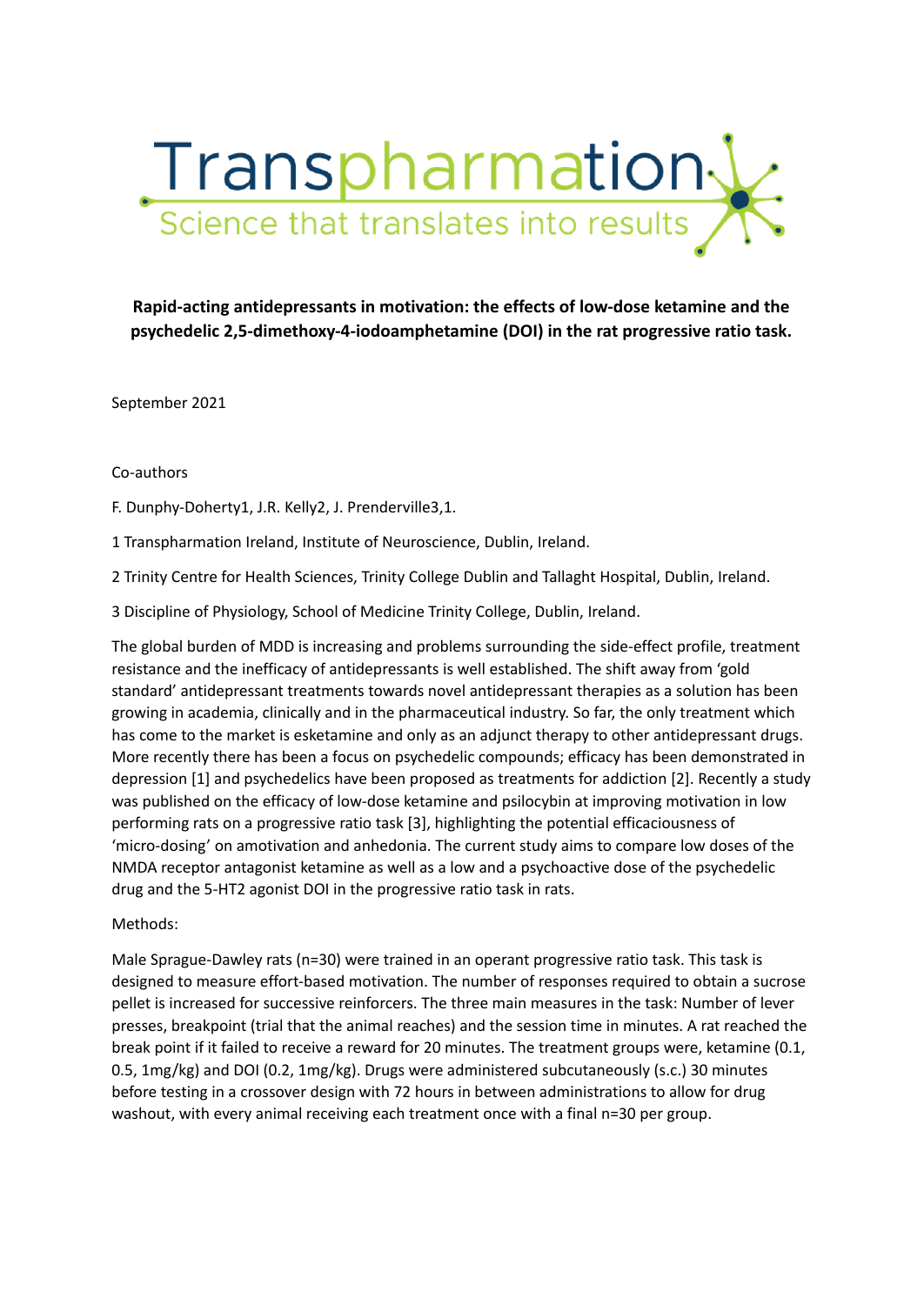Transpharmation

Science that translates into results

**Rapid-acting antidepressants in motivation: the effects of low-dose ketamine and the psychedelic 2,5-dimethoxy-4-iodoamphetamine (DOI) in the rat progressive ratio task.**

September 2021

Co-authors

F. Dunphy-Doherty1, J.R. Kelly2, J. Prenderville3,1.

1 Transpharmation Ireland, Institute of Neuroscience, Dublin, Ireland.

2 Trinity Centre for Health Sciences, Trinity College Dublin and Tallaght Hospital, Dublin, Ireland.

3 Discipline of Physiology, School of Medicine Trinity College, Dublin, Ireland.

The global burden of MDD is increasing and problems surrounding the side-effect profile, treatment resistance and the inefficacy of antidepressants is well established. The shift away from 'gold standard' antidepressant treatments towards novel antidepressant therapies as a solution has been growing in academia, clinically and in the pharmaceutical industry. So far, the only treatment which has come to the market is esketamine and only as an adjunct therapy to other antidepressant drugs. More recently there has been a focus on psychedelic compounds; efficacy has been demonstrated in depression [1] and psychedelics have been proposed as treatments for addiction [2]. Recently a study was published on the efficacy of low-dose ketamine and psilocybin at improving motivation in low performing rats on a progressive ratio task [3], highlighting the potential efficaciousness of 'micro-dosing' on amotivation and anhedonia. The current study aims to compare low doses of the NMDA receptor antagonist ketamine as well as a low and a psychoactive dose of the psychedelic drug and the 5-HT2 agonist DOI in the progressive ratio task in rats.

Methods:

Male Sprague-Dawley rats (n=30) were trained in an operant progressive ratio task. This task is designed to measure effort-based motivation. The number of responses required to obtain a sucrose pellet is increased for successive reinforcers. The three main measures in the task: Number of lever presses, breakpoint (trial that the animal reaches) and the session time in minutes. A rat reached the break point if it failed to receive a reward for 20 minutes. The treatment groups were, ketamine (0.1, 0.5, 1mg/kg) and DOI (0.2, 1mg/kg). Drugs were administered subcutaneously (s.c.) 30 minutes before testing in a crossover design with 72 hours in between administrations to allow for drug washout, with every animal receiving each treatment once with a final n=30 per group.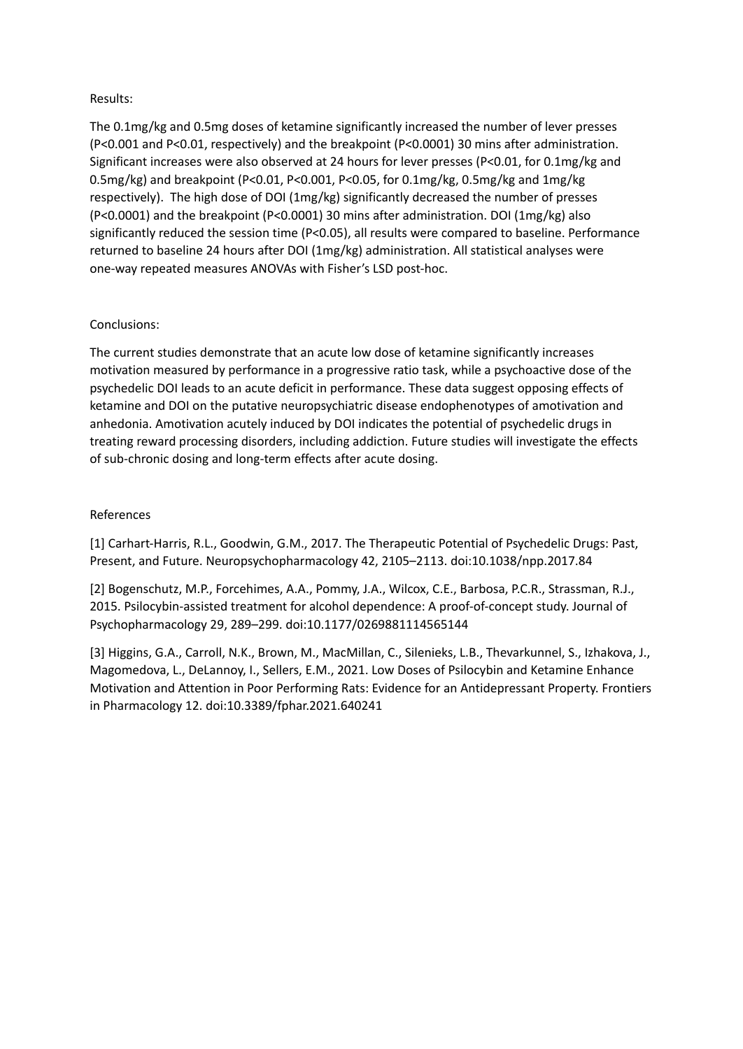Results:

The 0.1mg/kg and 0.5mg doses of ketamine significantly increased the number of lever presses ($P<0.001$ and $P<0.01$, respectively) and the breakpoint ($P<0.0001$) 30 mins after administration. Significant increases were also observed at 24 hours for lever presses ($P<0.01$, for 0.1mg/kg and 0.5mg/kg) and breakpoint ($P<0.01$, $P<0.001$, $P<0.05$, for 0.1mg/kg, 0.5mg/kg and 1mg/kg respectively). The high dose of DOI (1mg/kg) significantly decreased the number of presses ($P<0.0001$) and the breakpoint ($P<0.0001$) 30 mins after administration. DOI (1mg/kg) also significantly reduced the session time ($P<0.05$), all results were compared to baseline. Performance returned to baseline 24 hours after DOI (1mg/kg) administration. All statistical analyses were one-way repeated measures ANOVAs with Fisher's LSD post-hoc.

Conclusions:

The current studies demonstrate that an acute low dose of ketamine significantly increases motivation measured by performance in a progressive ratio task, while a psychoactive dose of the psychedelic DOI leads to an acute deficit in performance. These data suggest opposing effects of ketamine and DOI on the putative neuropsychiatric disease endophenotypes of amotivation and anhedonia. Amotivation acutely induced by DOI indicates the potential of psychedelic drugs in treating reward processing disorders, including addiction. Future studies will investigate the effects of sub-chronic dosing and long-term effects after acute dosing.

References

[1] Carhart-Harris, R.L., Goodwin, G.M., 2017. The Therapeutic Potential of Psychedelic Drugs: Past, Present, and Future. Neuropsychopharmacology 42, 2105–2113. doi:10.1038/npp.2017.84

[2] Bogenschutz, M.P., Forcehimes, A.A., Pommy, J.A., Wilcox, C.E., Barbosa, P.C.R., Strassman, R.J., 2015. Psilocybin-assisted treatment for alcohol dependence: A proof-of-concept study. Journal of Psychopharmacology 29, 289–299. doi:10.1177/0269881114565144

[3] Higgins, G.A., Carroll, N.K., Brown, M., MacMillan, C., Silenieks, L.B., Thevarkunnel, S., Izhakova, J., Magomedova, L., DeLannoy, I., Sellers, E.M., 2021. Low Doses of Psilocybin and Ketamine Enhance Motivation and Attention in Poor Performing Rats: Evidence for an Antidepressant Property. Frontiers in Pharmacology 12. doi:10.3389/fphar.2021.640241